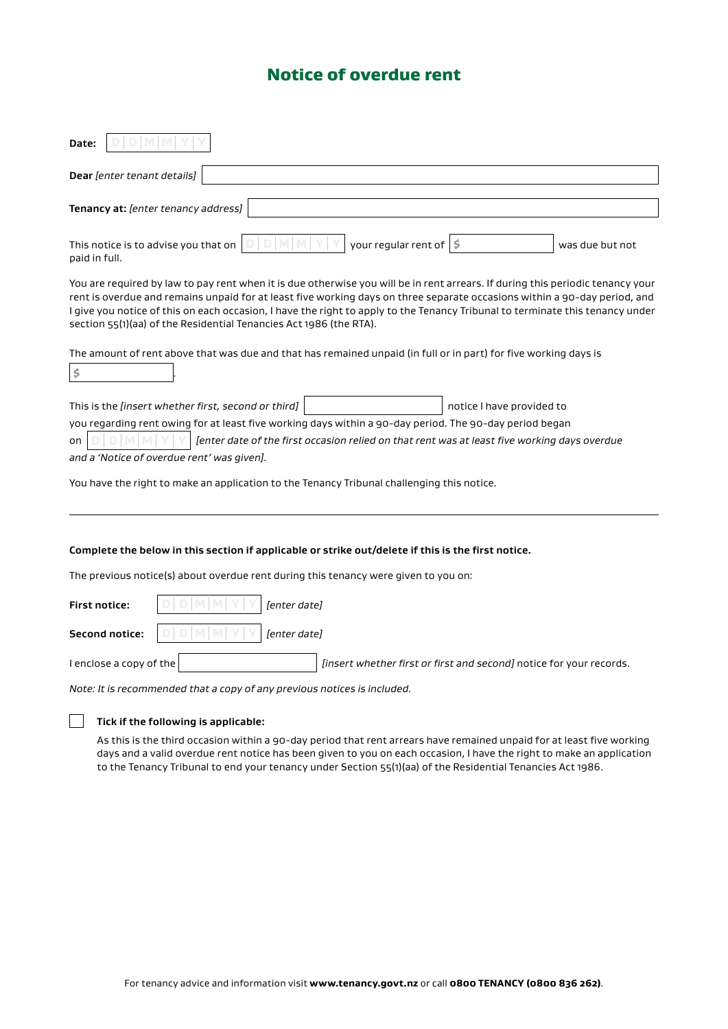# Notice of overdue rent

**Date:** DD/MM/YY

**Dear** *[enter tenant details]* ____________________

**Tenancy at:** *[enter tenancy address]* ____________________

This notice is to advise you that on DD/MM/YY your regular rent of $ ________ was due but not paid in full.

You are required by law to pay rent when it is due otherwise you will be in rent arrears. If during this periodic tenancy your rent is overdue and remains unpaid for at least five working days on three separate occasions within a 90-day period, and I give you notice of this on each occasion, I have the right to apply to the Tenancy Tribunal to terminate this tenancy under section 55(1)(aa) of the Residential Tenancies Act 1986 (the RTA).

The amount of rent above that was due and that has remained unpaid (in full or in part) for five working days is $ ________.

This is the *[insert whether first, second or third]* ________ notice I have provided to you regarding rent owing for at least five working days within a 90-day period. The 90-day period began on DD/MM/YY *[enter date of the first occasion relied on that rent was at least five working days overdue and a 'Notice of overdue rent' was given].*

You have the right to make an application to the Tenancy Tribunal challenging this notice.

---

**Complete the below in this section if applicable or strike out/delete if this is the first notice.**

The previous notice(s) about overdue rent during this tenancy were given to you on:

**First notice:** DD/MM/YY *[enter date]*

**Second notice:** DD/MM/YY *[enter date]*

I enclose a copy of the ________ *[insert whether first or first and second]* notice for your records.

*Note: It is recommended that a copy of any previous notices is included.*

☐ **Tick if the following is applicable:**

As this is the third occasion within a 90-day period that rent arrears have remained unpaid for at least five working days and a valid overdue rent notice has been given to you on each occasion, I have the right to make an application to the Tenancy Tribunal to end your tenancy under Section 55(1)(aa) of the Residential Tenancies Act 1986.

For tenancy advice and information visit **www.tenancy.govt.nz** or call **0800 TENANCY (0800 836 262)**.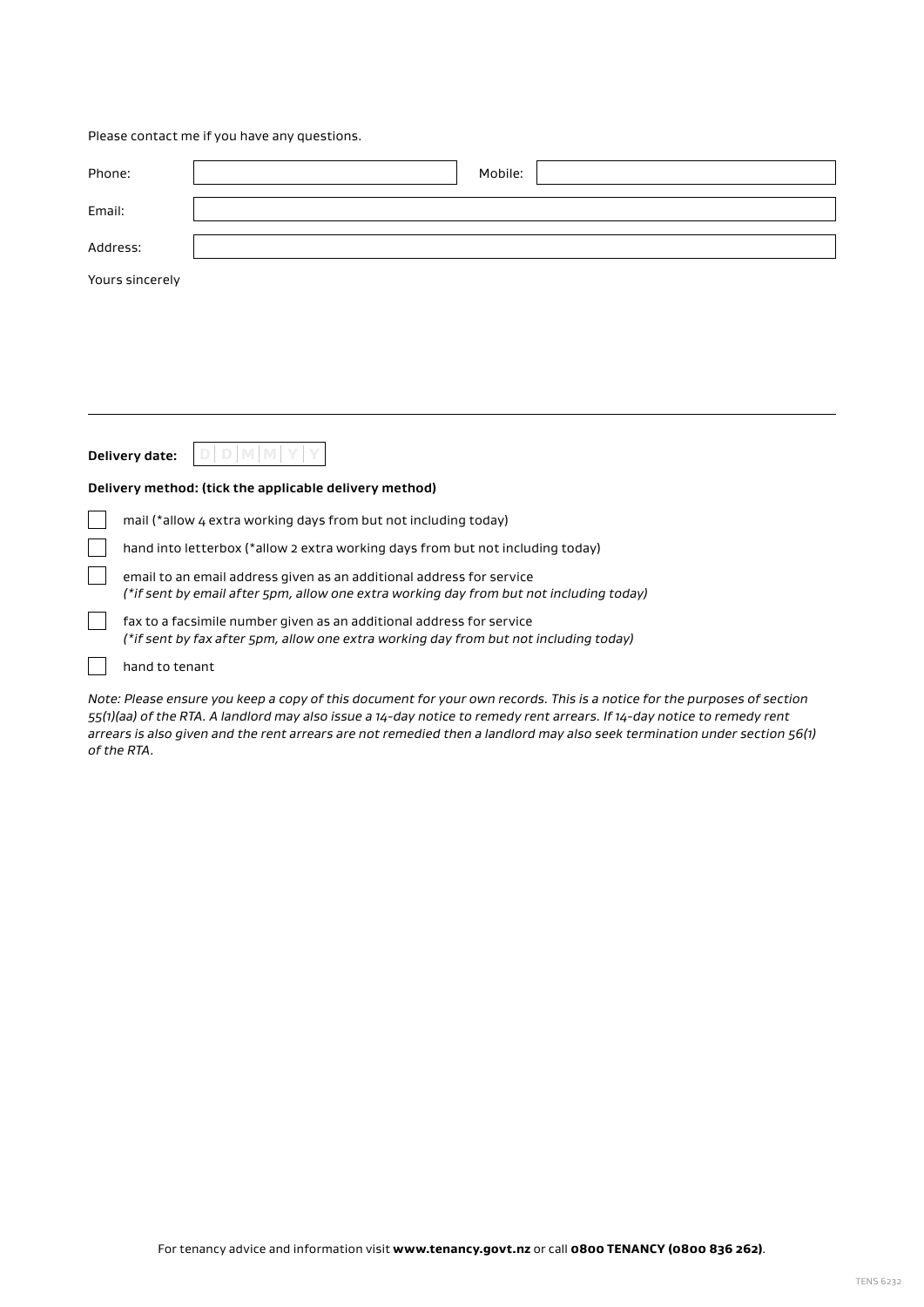Please contact me if you have any questions.

| | | | |
|---|---|---|---|
| Phone: | | Mobile: | |
| Email: | | | |
| Address: | | | |

Yours sincerely

---

**Delivery date:** D D M M Y Y

**Delivery method: (tick the applicable delivery method)**

- [ ] mail (*allow 4 extra working days from but not including today)
- [ ] hand into letterbox (*allow 2 extra working days from but not including today)
- [ ] email to an email address given as an additional address for service
  *(*if sent by email after 5pm, allow one extra working day from but not including today)*
- [ ] fax to a facsimile number given as an additional address for service
  *(*if sent by fax after 5pm, allow one extra working day from but not including today)*
- [ ] hand to tenant

*Note: Please ensure you keep a copy of this document for your own records. This is a notice for the purposes of section 55(1)(aa) of the RTA. A landlord may also issue a 14-day notice to remedy rent arrears. If 14-day notice to remedy rent arrears is also given and the rent arrears are not remedied then a landlord may also seek termination under section 56(1) of the RTA.*

For tenancy advice and information visit **www.tenancy.govt.nz** or call **0800 TENANCY (0800 836 262)**.

TENS 6232